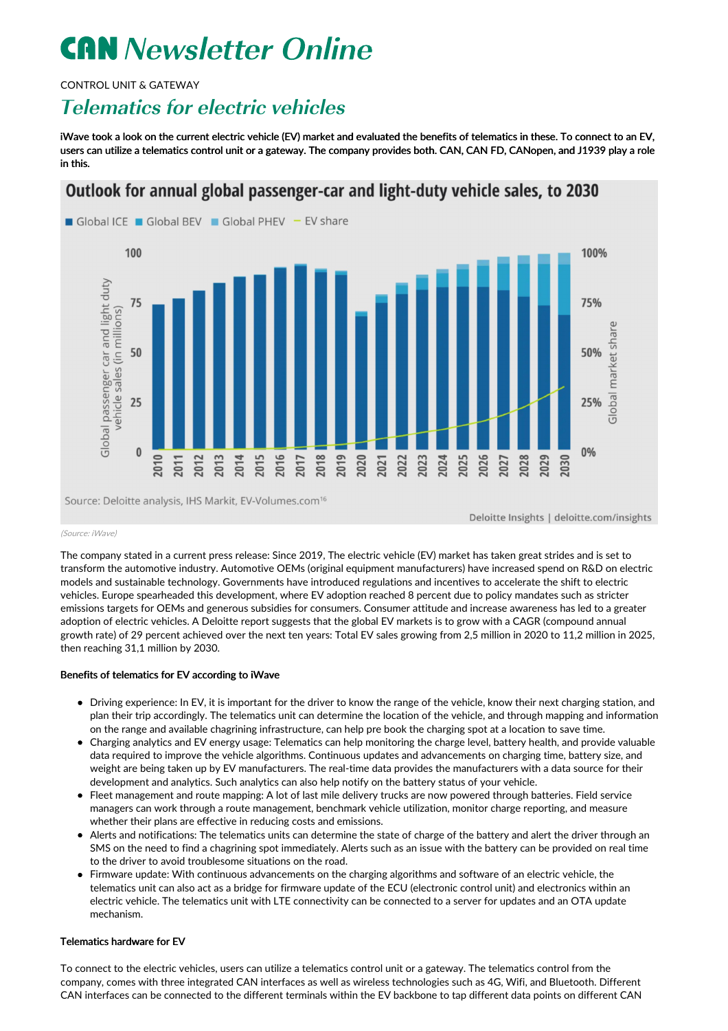# CAN Newsletter Online

CONTROL UNIT & GATEWAY

## Telematics for electric vehicles

**iWave took a look on the current electric vehicle (EV) market and evaluated the benefits of telematics in these. To connect to an EV, users can utilize a telematics control unit or a gateway. The company provides both. CAN, CAN FD, CANopen, and J1939 play a role in this.**

Outlook for annual global passenger-car and light-duty vehicle sales, to 2030

Source: Deloitte analysis, IHS Markit, EV-Volumes.com[16]

Deloitte Insights | deloitte.com/insights

*(Source: iWave)*

The company stated in a current press release: Since 2019, The electric vehicle (EV) market has taken great strides and is set to transform the automotive industry. Automotive OEMs (original equipment manufacturers) have increased spend on R&D on electric models and sustainable technology. Governments have introduced regulations and incentives to accelerate the shift to electric vehicles. Europe spearheaded this development, where EV adoption reached 8 percent due to policy mandates such as stricter emissions targets for OEMs and generous subsidies for consumers. Consumer attitude and increase awareness has led to a greater adoption of electric vehicles. A Deloitte report suggests that the global EV markets is to grow with a CAGR (compound annual growth rate) of 29 percent achieved over the next ten years: Total EV sales growing from 2,5 million in 2020 to 11,2 million in 2025, then reaching 31,1 million by 2030.

**Benefits of telematics for EV according to iWave**

- Driving experience: In EV, it is important for the driver to know the range of the vehicle, know their next charging station, and plan their trip accordingly. The telematics unit can determine the location of the vehicle, and through mapping and information on the range and available chagrining infrastructure, can help pre book the charging spot at a location to save time.
- Charging analytics and EV energy usage: Telematics can help monitoring the charge level, battery health, and provide valuable data required to improve the vehicle algorithms. Continuous updates and advancements on charging time, battery size, and weight are being taken up by EV manufacturers. The real-time data provides the manufacturers with a data source for their development and analytics. Such analytics can also help notify on the battery status of your vehicle.
- Fleet management and route mapping: A lot of last mile delivery trucks are now powered through batteries. Field service managers can work through a route management, benchmark vehicle utilization, monitor charge reporting, and measure whether their plans are effective in reducing costs and emissions.
- Alerts and notifications: The telematics units can determine the state of charge of the battery and alert the driver through an SMS on the need to find a chagrining spot immediately. Alerts such as an issue with the battery can be provided on real time to the driver to avoid troublesome situations on the road.
- Firmware update: With continuous advancements on the charging algorithms and software of an electric vehicle, the telematics unit can also act as a bridge for firmware update of the ECU (electronic control unit) and electronics within an electric vehicle. The telematics unit with LTE connectivity can be connected to a server for updates and an OTA update mechanism.

**Telematics hardware for EV**

To connect to the electric vehicles, users can utilize a telematics control unit or a gateway. The telematics control from the company, comes with three integrated CAN interfaces as well as wireless technologies such as 4G, Wifi, and Bluetooth. Different CAN interfaces can be connected to the different terminals within the EV backbone to tap different data points on different CAN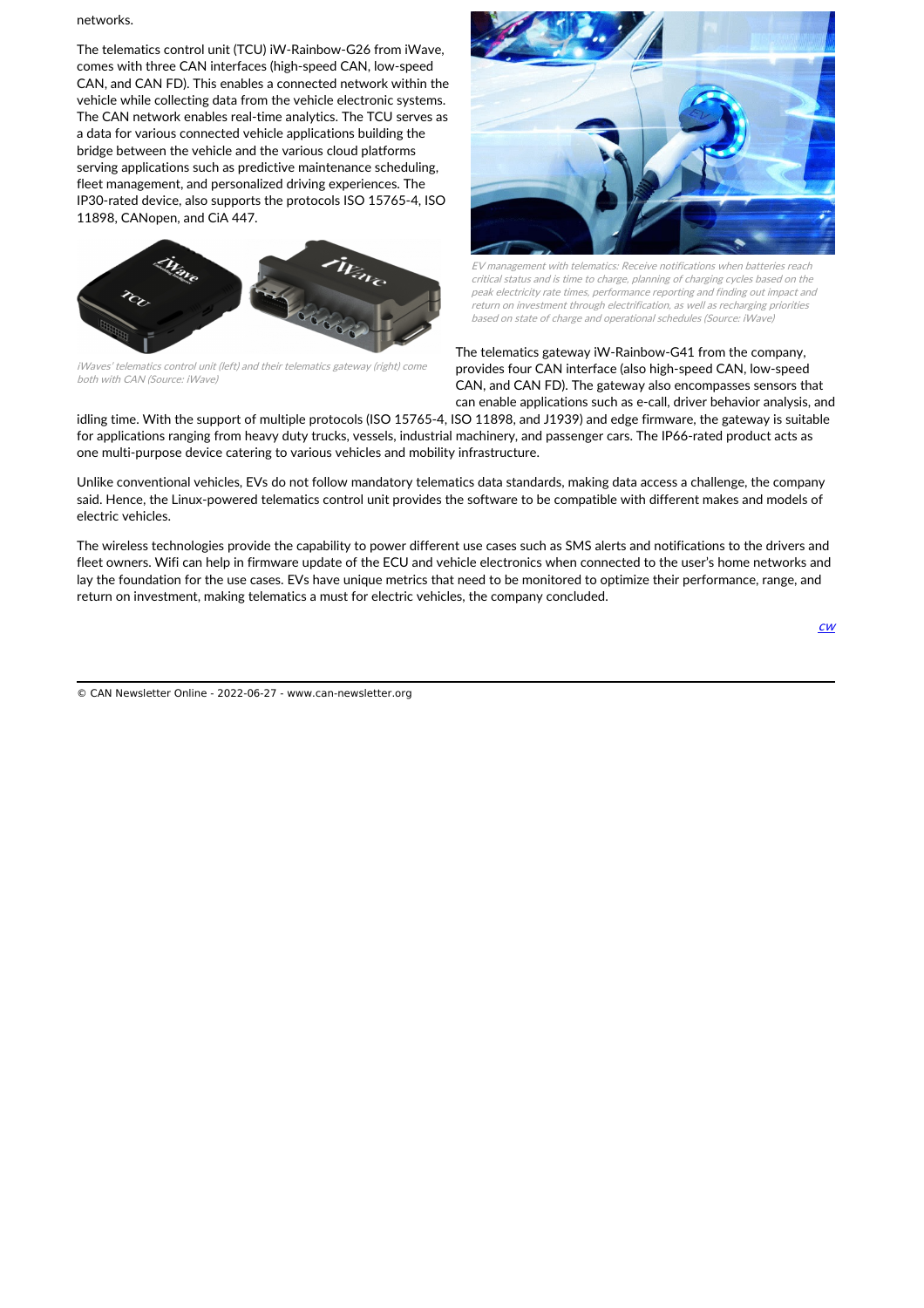networks.

The telematics control unit (TCU) iW-Rainbow-G26 from iWave, comes with three CAN interfaces (high-speed CAN, low-speed CAN, and CAN FD). This enables a connected network within the vehicle while collecting data from the vehicle electronic systems. The CAN network enables real-time analytics. The TCU serves as a data for various connected vehicle applications building the bridge between the vehicle and the various cloud platforms serving applications such as predictive maintenance scheduling, fleet management, and personalized driving experiences. The IP30-rated device, also supports the protocols ISO 15765-4, ISO 11898, CANopen, and CiA 447.

*iWaves' telematics control unit (left) and their telematics gateway (right) come both with CAN (Source: iWave)*

*EV management with telematics: Receive notifications when batteries reach critical status and is time to charge, planning of charging cycles based on the peak electricity rate times, performance reporting and finding out impact and return on investment through electrification, as well as recharging priorities based on state of charge and operational schedules (Source: iWave)*

The telematics gateway iW-Rainbow-G41 from the company, provides four CAN interface (also high-speed CAN, low-speed CAN, and CAN FD). The gateway also encompasses sensors that can enable applications such as e-call, driver behavior analysis, and idling time. With the support of multiple protocols (ISO 15765-4, ISO 11898, and J1939) and edge firmware, the gateway is suitable for applications ranging from heavy duty trucks, vessels, industrial machinery, and passenger cars. The IP66-rated product acts as one multi-purpose device catering to various vehicles and mobility infrastructure.

Unlike conventional vehicles, EVs do not follow mandatory telematics data standards, making data access a challenge, the company said. Hence, the Linux-powered telematics control unit provides the software to be compatible with different makes and models of electric vehicles.

The wireless technologies provide the capability to power different use cases such as SMS alerts and notifications to the drivers and fleet owners. Wifi can help in firmware update of the ECU and vehicle electronics when connected to the user's home networks and lay the foundation for the use cases. EVs have unique metrics that need to be monitored to optimize their performance, range, and return on investment, making telematics a must for electric vehicles, the company concluded.

cw

© CAN Newsletter Online - 2022-06-27 - www.can-newsletter.org